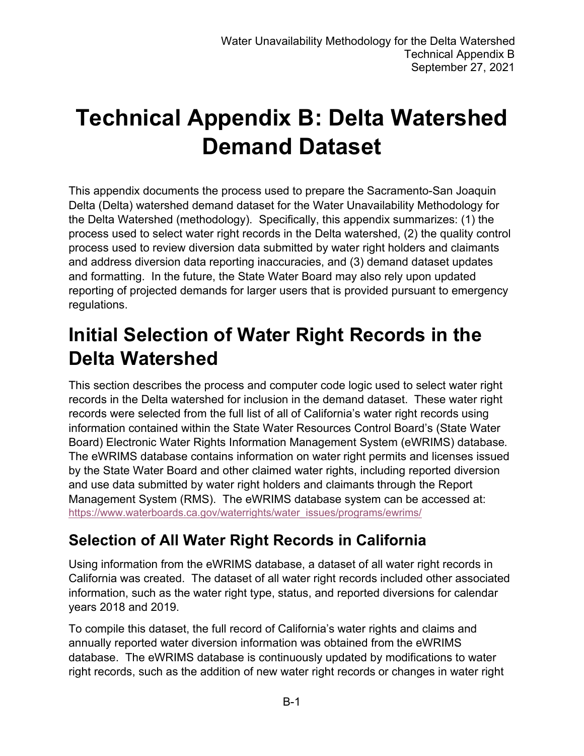# Technical Appendix B: Delta Watershed Demand Dataset

This appendix documents the process used to prepare the Sacramento-San Joaquin Delta (Delta) watershed demand dataset for the Water Unavailability Methodology for the Delta Watershed (methodology). Specifically, this appendix summarizes: (1) the process used to select water right records in the Delta watershed, (2) the quality control process used to review diversion data submitted by water right holders and claimants and address diversion data reporting inaccuracies, and (3) demand dataset updates and formatting. In the future, the State Water Board may also rely upon updated reporting of projected demands for larger users that is provided pursuant to emergency regulations.

# Initial Selection of Water Right Records in the Delta Watershed

This section describes the process and computer code logic used to select water right records in the Delta watershed for inclusion in the demand dataset. These water right records were selected from the full list of all of California's water right records using information contained within the State Water Resources Control Board's (State Water Board) Electronic Water Rights Information Management System (eWRIMS) database. The eWRIMS database contains information on water right permits and licenses issued by the State Water Board and other claimed water rights, including reported diversion and use data submitted by water right holders and claimants through the Report Management System (RMS). The eWRIMS database system can be accessed at: https://www.waterboards.ca.gov/waterrights/water_issues/programs/ewrims/

## Selection of All Water Right Records in California

Using information from the eWRIMS database, a dataset of all water right records in California was created. The dataset of all water right records included other associated information, such as the water right type, status, and reported diversions for calendar years 2018 and 2019.

To compile this dataset, the full record of California's water rights and claims and annually reported water diversion information was obtained from the eWRIMS database. The eWRIMS database is continuously updated by modifications to water right records, such as the addition of new water right records or changes in water right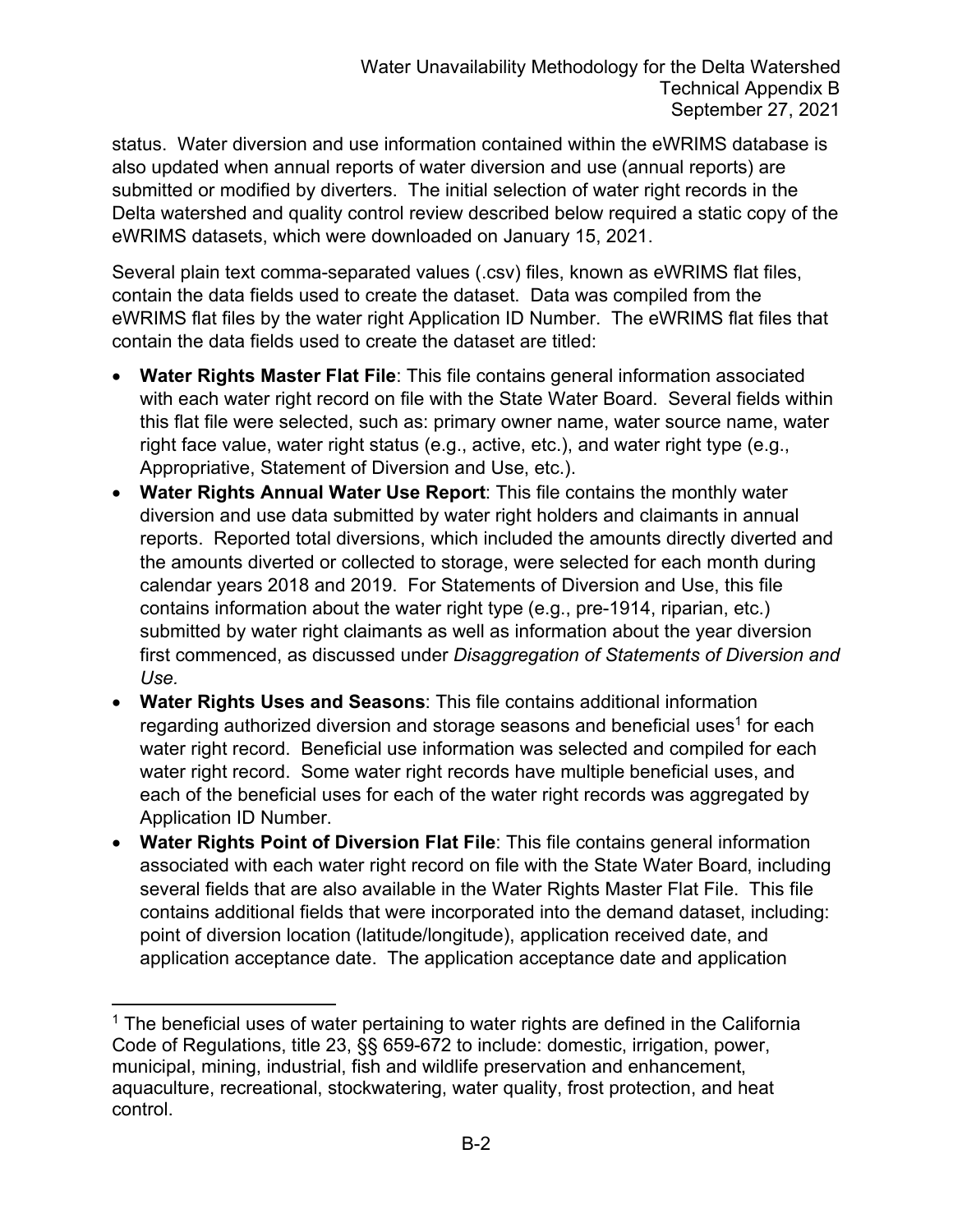status. Water diversion and use information contained within the eWRIMS database is also updated when annual reports of water diversion and use (annual reports) are submitted or modified by diverters. The initial selection of water right records in the Delta watershed and quality control review described below required a static copy of the eWRIMS datasets, which were downloaded on January 15, 2021.

Several plain text comma-separated values (.csv) files, known as eWRIMS flat files, contain the data fields used to create the dataset. Data was compiled from the eWRIMS flat files by the water right Application ID Number. The eWRIMS flat files that contain the data fields used to create the dataset are titled:

- **Water Rights Master Flat File**: This file contains general information associated with each water right record on file with the State Water Board. Several fields within this flat file were selected, such as: primary owner name, water source name, water right face value, water right status (e.g., active, etc.), and water right type (e.g., Appropriative, Statement of Diversion and Use, etc.).
- **Water Rights Annual Water Use Report**: This file contains the monthly water diversion and use data submitted by water right holders and claimants in annual reports. Reported total diversions, which included the amounts directly diverted and the amounts diverted or collected to storage, were selected for each month during calendar years 2018 and 2019. For Statements of Diversion and Use, this file contains information about the water right type (e.g., pre-1914, riparian, etc.) submitted by water right claimants as well as information about the year diversion first commenced, as discussed under *Disaggregation of Statements of Diversion and Use.*
- **Water Rights Uses and Seasons**: This file contains additional information regarding authorized diversion and storage seasons and beneficial uses[1] for each water right record. Beneficial use information was selected and compiled for each water right record. Some water right records have multiple beneficial uses, and each of the beneficial uses for each of the water right records was aggregated by Application ID Number.
- **Water Rights Point of Diversion Flat File**: This file contains general information associated with each water right record on file with the State Water Board, including several fields that are also available in the Water Rights Master Flat File. This file contains additional fields that were incorporated into the demand dataset, including: point of diversion location (latitude/longitude), application received date, and application acceptance date. The application acceptance date and application

[1] The beneficial uses of water pertaining to water rights are defined in the California Code of Regulations, title 23, §§ 659-672 to include: domestic, irrigation, power, municipal, mining, industrial, fish and wildlife preservation and enhancement, aquaculture, recreational, stockwatering, water quality, frost protection, and heat control.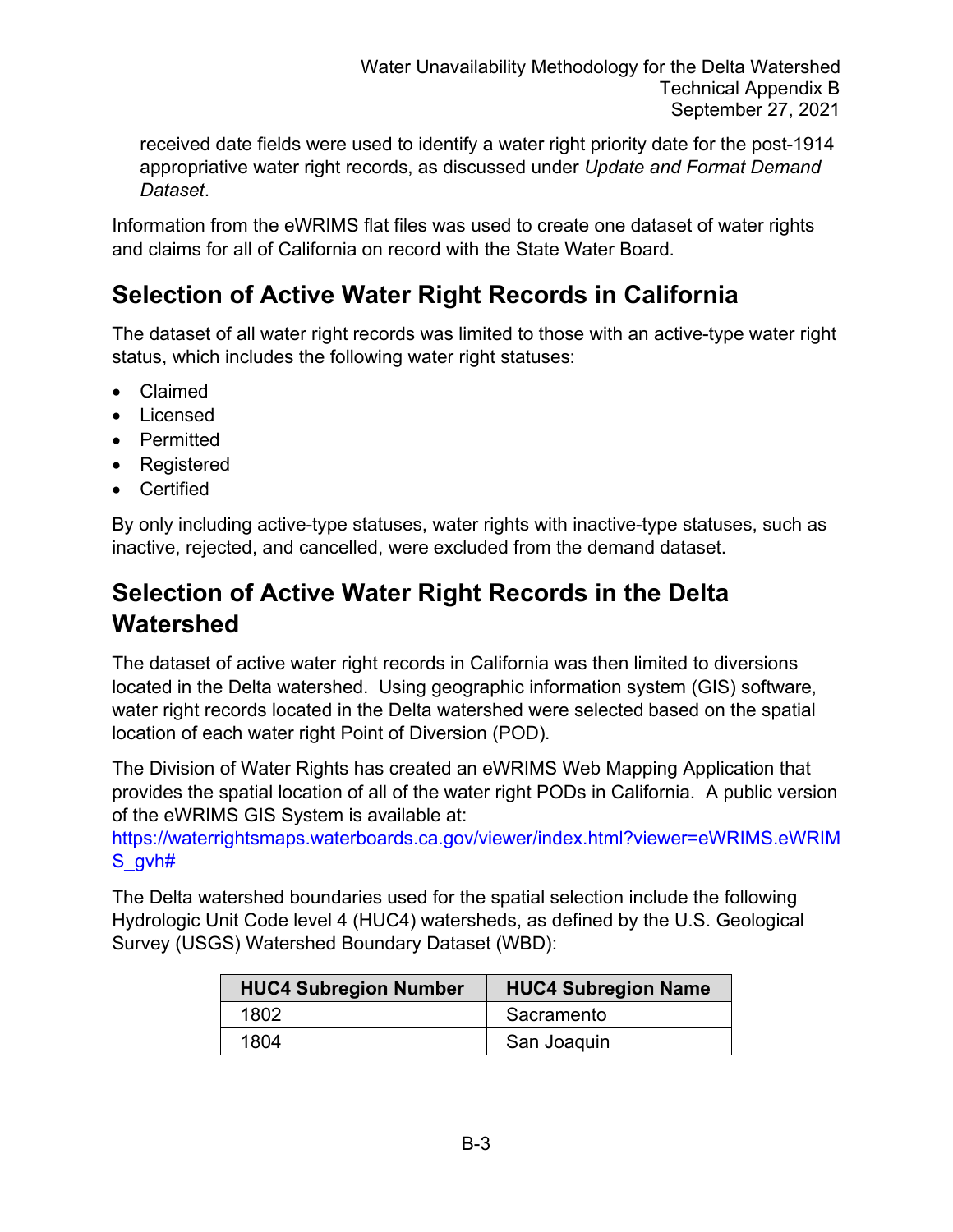received date fields were used to identify a water right priority date for the post-1914 appropriative water right records, as discussed under *Update and Format Demand Dataset*.

Information from the eWRIMS flat files was used to create one dataset of water rights and claims for all of California on record with the State Water Board.

## Selection of Active Water Right Records in California

The dataset of all water right records was limited to those with an active-type water right status, which includes the following water right statuses:

- Claimed
- Licensed
- Permitted
- Registered
- Certified

By only including active-type statuses, water rights with inactive-type statuses, such as inactive, rejected, and cancelled, were excluded from the demand dataset.

## Selection of Active Water Right Records in the Delta Watershed

The dataset of active water right records in California was then limited to diversions located in the Delta watershed. Using geographic information system (GIS) software, water right records located in the Delta watershed were selected based on the spatial location of each water right Point of Diversion (POD).

The Division of Water Rights has created an eWRIMS Web Mapping Application that provides the spatial location of all of the water right PODs in California. A public version of the eWRIMS GIS System is available at: https://waterrightsmaps.waterboards.ca.gov/viewer/index.html?viewer=eWRIMS.eWRIMS_gvh#

The Delta watershed boundaries used for the spatial selection include the following Hydrologic Unit Code level 4 (HUC4) watersheds, as defined by the U.S. Geological Survey (USGS) Watershed Boundary Dataset (WBD):

| HUC4 Subregion Number | HUC4 Subregion Name |
| --- | --- |
| 1802 | Sacramento |
| 1804 | San Joaquin |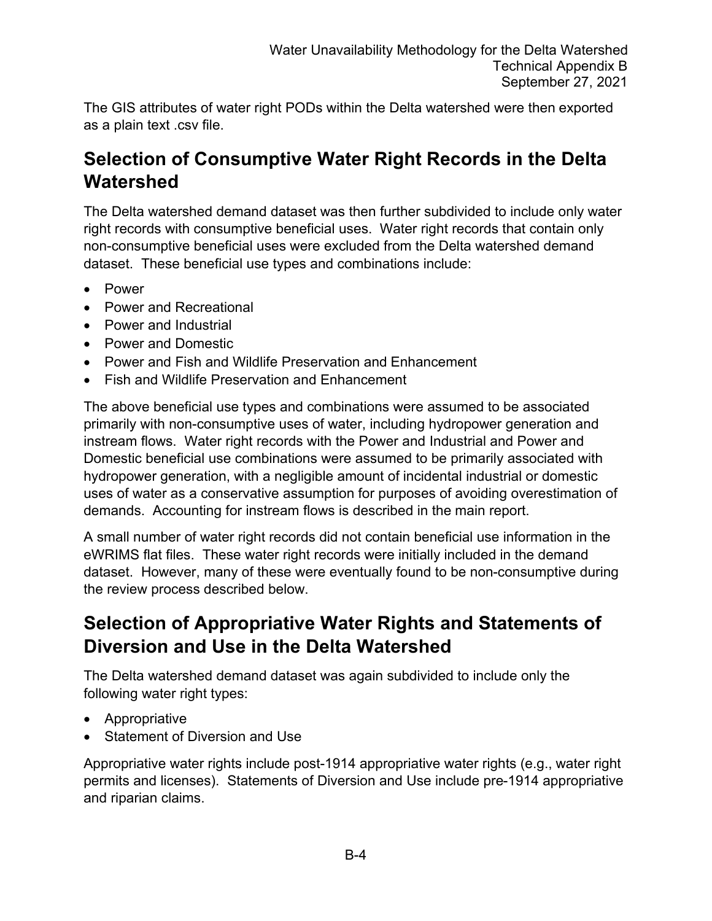The GIS attributes of water right PODs within the Delta watershed were then exported as a plain text .csv file.

## Selection of Consumptive Water Right Records in the Delta Watershed

The Delta watershed demand dataset was then further subdivided to include only water right records with consumptive beneficial uses. Water right records that contain only non-consumptive beneficial uses were excluded from the Delta watershed demand dataset. These beneficial use types and combinations include:

- Power
- Power and Recreational
- Power and Industrial
- Power and Domestic
- Power and Fish and Wildlife Preservation and Enhancement
- Fish and Wildlife Preservation and Enhancement

The above beneficial use types and combinations were assumed to be associated primarily with non-consumptive uses of water, including hydropower generation and instream flows. Water right records with the Power and Industrial and Power and Domestic beneficial use combinations were assumed to be primarily associated with hydropower generation, with a negligible amount of incidental industrial or domestic uses of water as a conservative assumption for purposes of avoiding overestimation of demands. Accounting for instream flows is described in the main report.

A small number of water right records did not contain beneficial use information in the eWRIMS flat files. These water right records were initially included in the demand dataset. However, many of these were eventually found to be non-consumptive during the review process described below.

## Selection of Appropriative Water Rights and Statements of Diversion and Use in the Delta Watershed

The Delta watershed demand dataset was again subdivided to include only the following water right types:

- Appropriative
- Statement of Diversion and Use

Appropriative water rights include post-1914 appropriative water rights (e.g., water right permits and licenses). Statements of Diversion and Use include pre-1914 appropriative and riparian claims.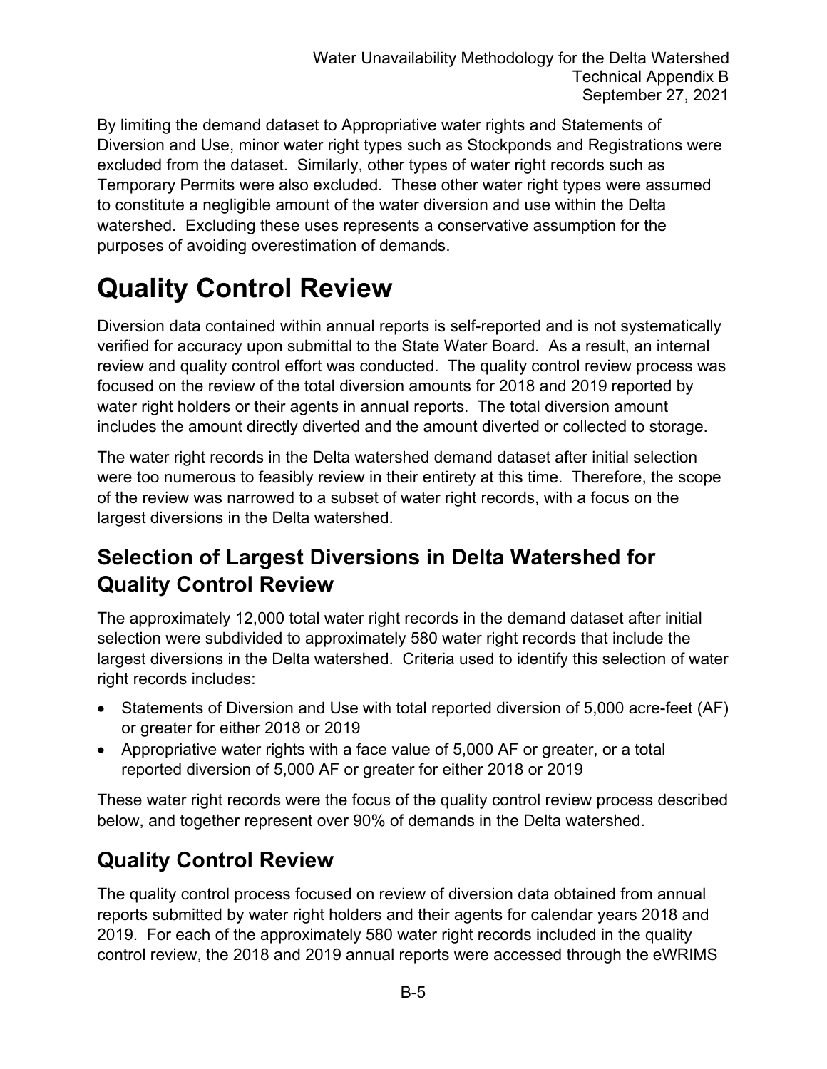By limiting the demand dataset to Appropriative water rights and Statements of Diversion and Use, minor water right types such as Stockponds and Registrations were excluded from the dataset. Similarly, other types of water right records such as Temporary Permits were also excluded. These other water right types were assumed to constitute a negligible amount of the water diversion and use within the Delta watershed. Excluding these uses represents a conservative assumption for the purposes of avoiding overestimation of demands.

# Quality Control Review

Diversion data contained within annual reports is self-reported and is not systematically verified for accuracy upon submittal to the State Water Board. As a result, an internal review and quality control effort was conducted. The quality control review process was focused on the review of the total diversion amounts for 2018 and 2019 reported by water right holders or their agents in annual reports. The total diversion amount includes the amount directly diverted and the amount diverted or collected to storage.

The water right records in the Delta watershed demand dataset after initial selection were too numerous to feasibly review in their entirety at this time. Therefore, the scope of the review was narrowed to a subset of water right records, with a focus on the largest diversions in the Delta watershed.

## Selection of Largest Diversions in Delta Watershed for Quality Control Review

The approximately 12,000 total water right records in the demand dataset after initial selection were subdivided to approximately 580 water right records that include the largest diversions in the Delta watershed. Criteria used to identify this selection of water right records includes:

- Statements of Diversion and Use with total reported diversion of 5,000 acre-feet (AF) or greater for either 2018 or 2019
- Appropriative water rights with a face value of 5,000 AF or greater, or a total reported diversion of 5,000 AF or greater for either 2018 or 2019

These water right records were the focus of the quality control review process described below, and together represent over 90% of demands in the Delta watershed.

## Quality Control Review

The quality control process focused on review of diversion data obtained from annual reports submitted by water right holders and their agents for calendar years 2018 and 2019. For each of the approximately 580 water right records included in the quality control review, the 2018 and 2019 annual reports were accessed through the eWRIMS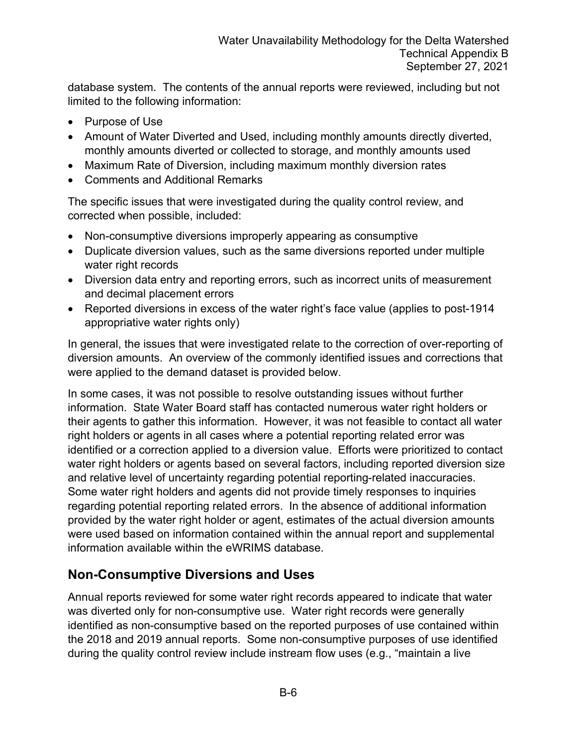database system. The contents of the annual reports were reviewed, including but not limited to the following information:

- Purpose of Use
- Amount of Water Diverted and Used, including monthly amounts directly diverted, monthly amounts diverted or collected to storage, and monthly amounts used
- Maximum Rate of Diversion, including maximum monthly diversion rates
- Comments and Additional Remarks

The specific issues that were investigated during the quality control review, and corrected when possible, included:

- Non-consumptive diversions improperly appearing as consumptive
- Duplicate diversion values, such as the same diversions reported under multiple water right records
- Diversion data entry and reporting errors, such as incorrect units of measurement and decimal placement errors
- Reported diversions in excess of the water right's face value (applies to post-1914 appropriative water rights only)

In general, the issues that were investigated relate to the correction of over-reporting of diversion amounts. An overview of the commonly identified issues and corrections that were applied to the demand dataset is provided below.

In some cases, it was not possible to resolve outstanding issues without further information. State Water Board staff has contacted numerous water right holders or their agents to gather this information. However, it was not feasible to contact all water right holders or agents in all cases where a potential reporting related error was identified or a correction applied to a diversion value. Efforts were prioritized to contact water right holders or agents based on several factors, including reported diversion size and relative level of uncertainty regarding potential reporting-related inaccuracies. Some water right holders and agents did not provide timely responses to inquiries regarding potential reporting related errors. In the absence of additional information provided by the water right holder or agent, estimates of the actual diversion amounts were used based on information contained within the annual report and supplemental information available within the eWRIMS database.

## Non-Consumptive Diversions and Uses

Annual reports reviewed for some water right records appeared to indicate that water was diverted only for non-consumptive use. Water right records were generally identified as non-consumptive based on the reported purposes of use contained within the 2018 and 2019 annual reports. Some non-consumptive purposes of use identified during the quality control review include instream flow uses (e.g., "maintain a live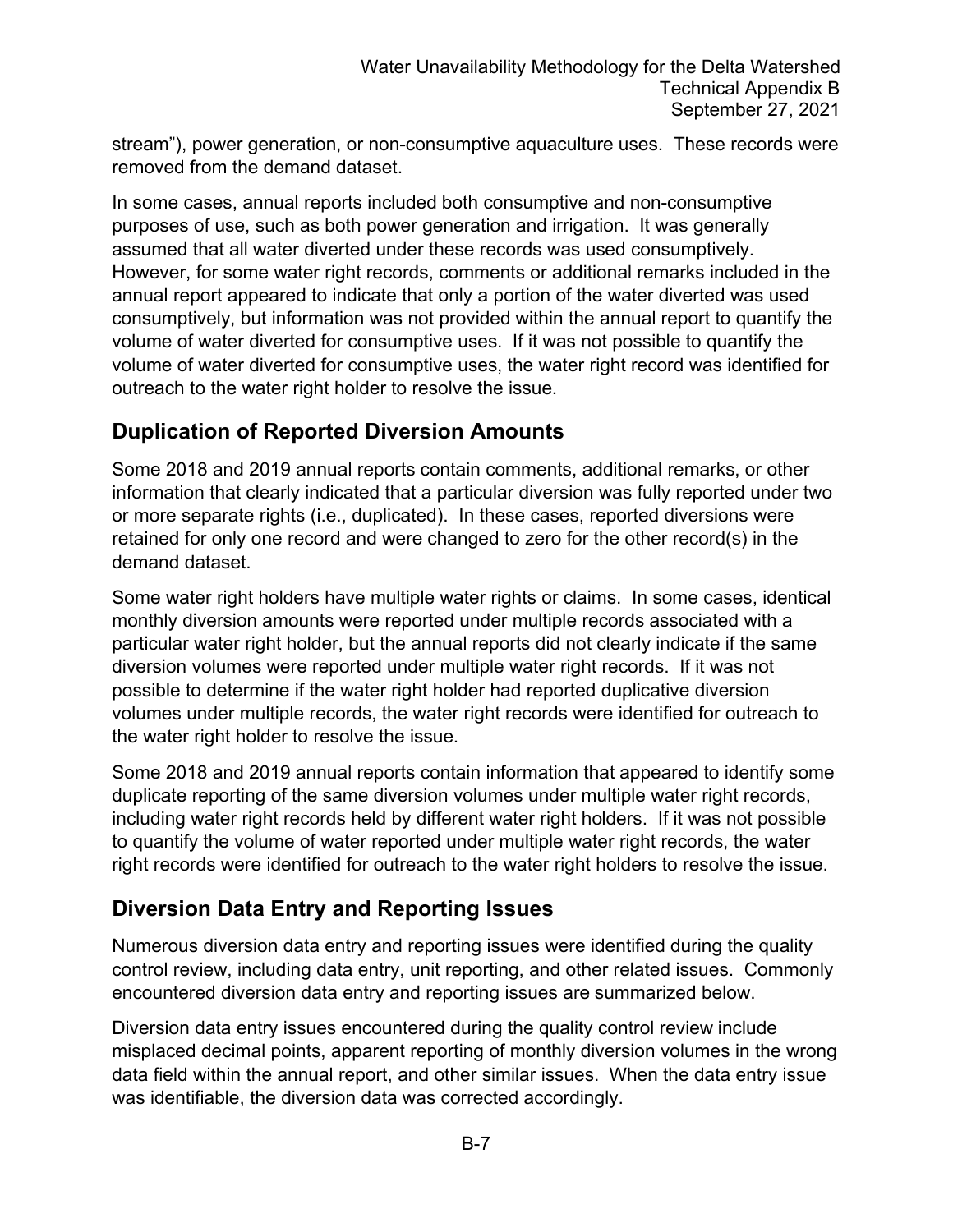stream"), power generation, or non-consumptive aquaculture uses. These records were removed from the demand dataset.

In some cases, annual reports included both consumptive and non-consumptive purposes of use, such as both power generation and irrigation. It was generally assumed that all water diverted under these records was used consumptively. However, for some water right records, comments or additional remarks included in the annual report appeared to indicate that only a portion of the water diverted was used consumptively, but information was not provided within the annual report to quantify the volume of water diverted for consumptive uses. If it was not possible to quantify the volume of water diverted for consumptive uses, the water right record was identified for outreach to the water right holder to resolve the issue.

## Duplication of Reported Diversion Amounts

Some 2018 and 2019 annual reports contain comments, additional remarks, or other information that clearly indicated that a particular diversion was fully reported under two or more separate rights (i.e., duplicated). In these cases, reported diversions were retained for only one record and were changed to zero for the other record(s) in the demand dataset.

Some water right holders have multiple water rights or claims. In some cases, identical monthly diversion amounts were reported under multiple records associated with a particular water right holder, but the annual reports did not clearly indicate if the same diversion volumes were reported under multiple water right records. If it was not possible to determine if the water right holder had reported duplicative diversion volumes under multiple records, the water right records were identified for outreach to the water right holder to resolve the issue.

Some 2018 and 2019 annual reports contain information that appeared to identify some duplicate reporting of the same diversion volumes under multiple water right records, including water right records held by different water right holders. If it was not possible to quantify the volume of water reported under multiple water right records, the water right records were identified for outreach to the water right holders to resolve the issue.

## Diversion Data Entry and Reporting Issues

Numerous diversion data entry and reporting issues were identified during the quality control review, including data entry, unit reporting, and other related issues. Commonly encountered diversion data entry and reporting issues are summarized below.

Diversion data entry issues encountered during the quality control review include misplaced decimal points, apparent reporting of monthly diversion volumes in the wrong data field within the annual report, and other similar issues. When the data entry issue was identifiable, the diversion data was corrected accordingly.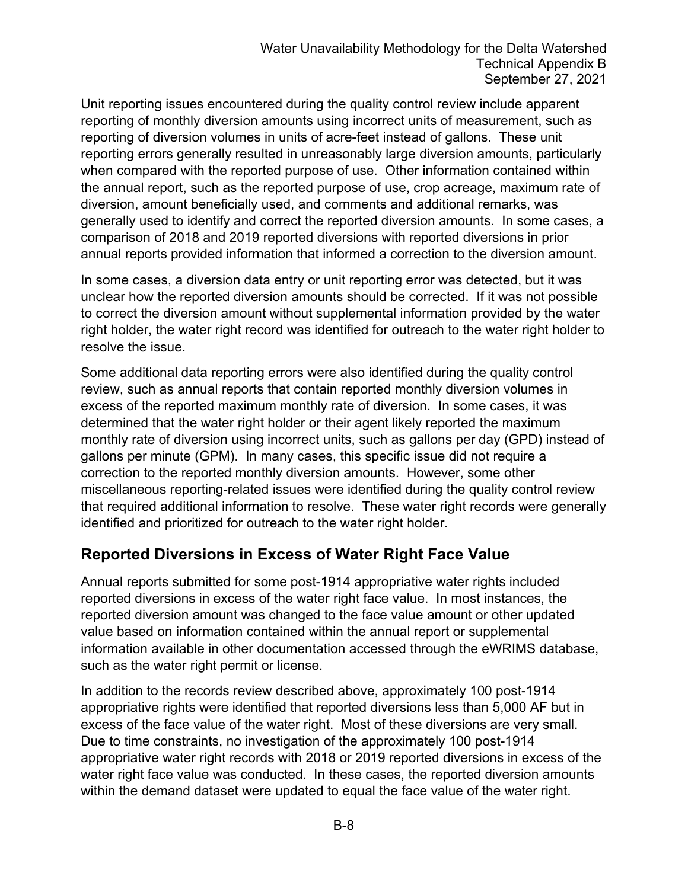Unit reporting issues encountered during the quality control review include apparent reporting of monthly diversion amounts using incorrect units of measurement, such as reporting of diversion volumes in units of acre-feet instead of gallons. These unit reporting errors generally resulted in unreasonably large diversion amounts, particularly when compared with the reported purpose of use. Other information contained within the annual report, such as the reported purpose of use, crop acreage, maximum rate of diversion, amount beneficially used, and comments and additional remarks, was generally used to identify and correct the reported diversion amounts. In some cases, a comparison of 2018 and 2019 reported diversions with reported diversions in prior annual reports provided information that informed a correction to the diversion amount.

In some cases, a diversion data entry or unit reporting error was detected, but it was unclear how the reported diversion amounts should be corrected. If it was not possible to correct the diversion amount without supplemental information provided by the water right holder, the water right record was identified for outreach to the water right holder to resolve the issue.

Some additional data reporting errors were also identified during the quality control review, such as annual reports that contain reported monthly diversion volumes in excess of the reported maximum monthly rate of diversion. In some cases, it was determined that the water right holder or their agent likely reported the maximum monthly rate of diversion using incorrect units, such as gallons per day (GPD) instead of gallons per minute (GPM). In many cases, this specific issue did not require a correction to the reported monthly diversion amounts. However, some other miscellaneous reporting-related issues were identified during the quality control review that required additional information to resolve. These water right records were generally identified and prioritized for outreach to the water right holder.

## Reported Diversions in Excess of Water Right Face Value

Annual reports submitted for some post-1914 appropriative water rights included reported diversions in excess of the water right face value. In most instances, the reported diversion amount was changed to the face value amount or other updated value based on information contained within the annual report or supplemental information available in other documentation accessed through the eWRIMS database, such as the water right permit or license.

In addition to the records review described above, approximately 100 post-1914 appropriative rights were identified that reported diversions less than 5,000 AF but in excess of the face value of the water right. Most of these diversions are very small. Due to time constraints, no investigation of the approximately 100 post-1914 appropriative water right records with 2018 or 2019 reported diversions in excess of the water right face value was conducted. In these cases, the reported diversion amounts within the demand dataset were updated to equal the face value of the water right.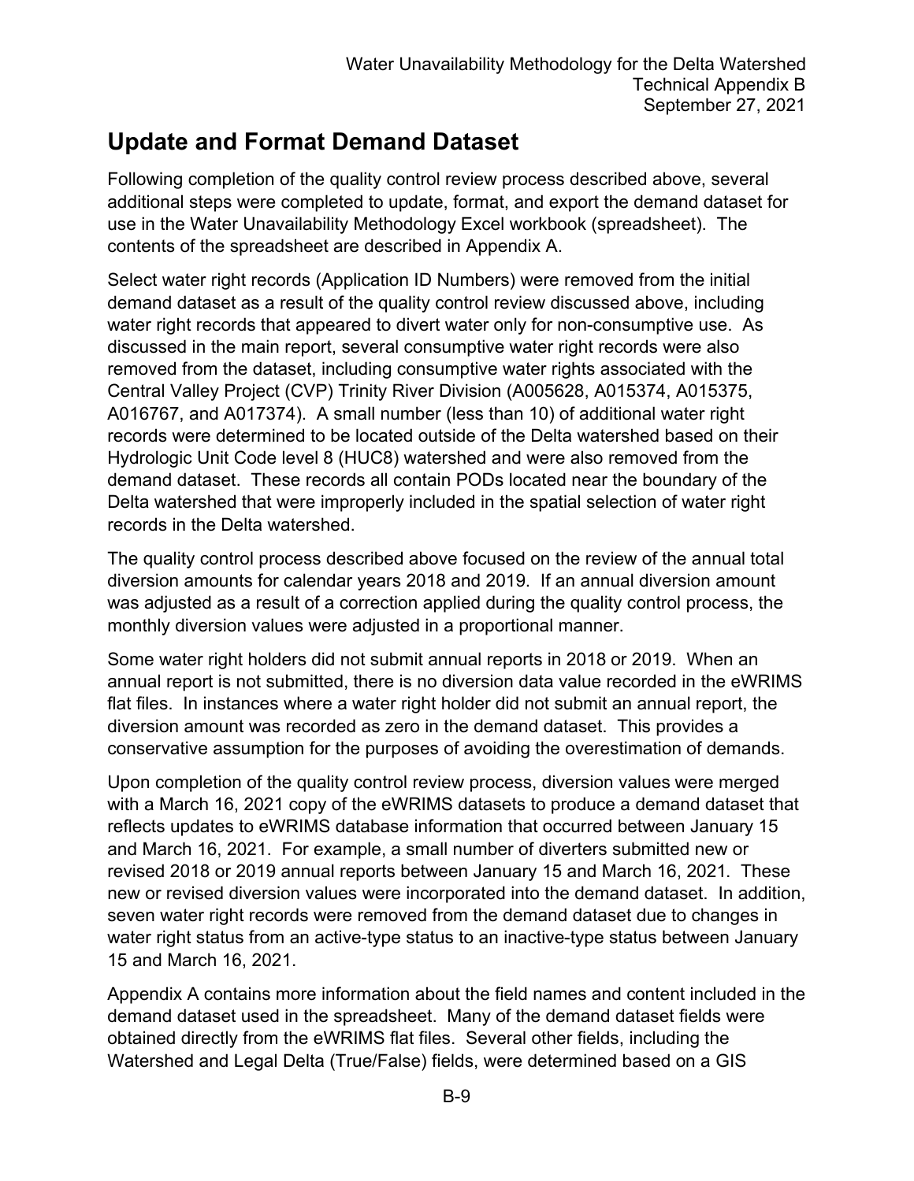## Update and Format Demand Dataset

Following completion of the quality control review process described above, several additional steps were completed to update, format, and export the demand dataset for use in the Water Unavailability Methodology Excel workbook (spreadsheet). The contents of the spreadsheet are described in Appendix A.

Select water right records (Application ID Numbers) were removed from the initial demand dataset as a result of the quality control review discussed above, including water right records that appeared to divert water only for non-consumptive use. As discussed in the main report, several consumptive water right records were also removed from the dataset, including consumptive water rights associated with the Central Valley Project (CVP) Trinity River Division (A005628, A015374, A015375, A016767, and A017374). A small number (less than 10) of additional water right records were determined to be located outside of the Delta watershed based on their Hydrologic Unit Code level 8 (HUC8) watershed and were also removed from the demand dataset. These records all contain PODs located near the boundary of the Delta watershed that were improperly included in the spatial selection of water right records in the Delta watershed.

The quality control process described above focused on the review of the annual total diversion amounts for calendar years 2018 and 2019. If an annual diversion amount was adjusted as a result of a correction applied during the quality control process, the monthly diversion values were adjusted in a proportional manner.

Some water right holders did not submit annual reports in 2018 or 2019. When an annual report is not submitted, there is no diversion data value recorded in the eWRIMS flat files. In instances where a water right holder did not submit an annual report, the diversion amount was recorded as zero in the demand dataset. This provides a conservative assumption for the purposes of avoiding the overestimation of demands.

Upon completion of the quality control review process, diversion values were merged with a March 16, 2021 copy of the eWRIMS datasets to produce a demand dataset that reflects updates to eWRIMS database information that occurred between January 15 and March 16, 2021. For example, a small number of diverters submitted new or revised 2018 or 2019 annual reports between January 15 and March 16, 2021. These new or revised diversion values were incorporated into the demand dataset. In addition, seven water right records were removed from the demand dataset due to changes in water right status from an active-type status to an inactive-type status between January 15 and March 16, 2021.

Appendix A contains more information about the field names and content included in the demand dataset used in the spreadsheet. Many of the demand dataset fields were obtained directly from the eWRIMS flat files. Several other fields, including the Watershed and Legal Delta (True/False) fields, were determined based on a GIS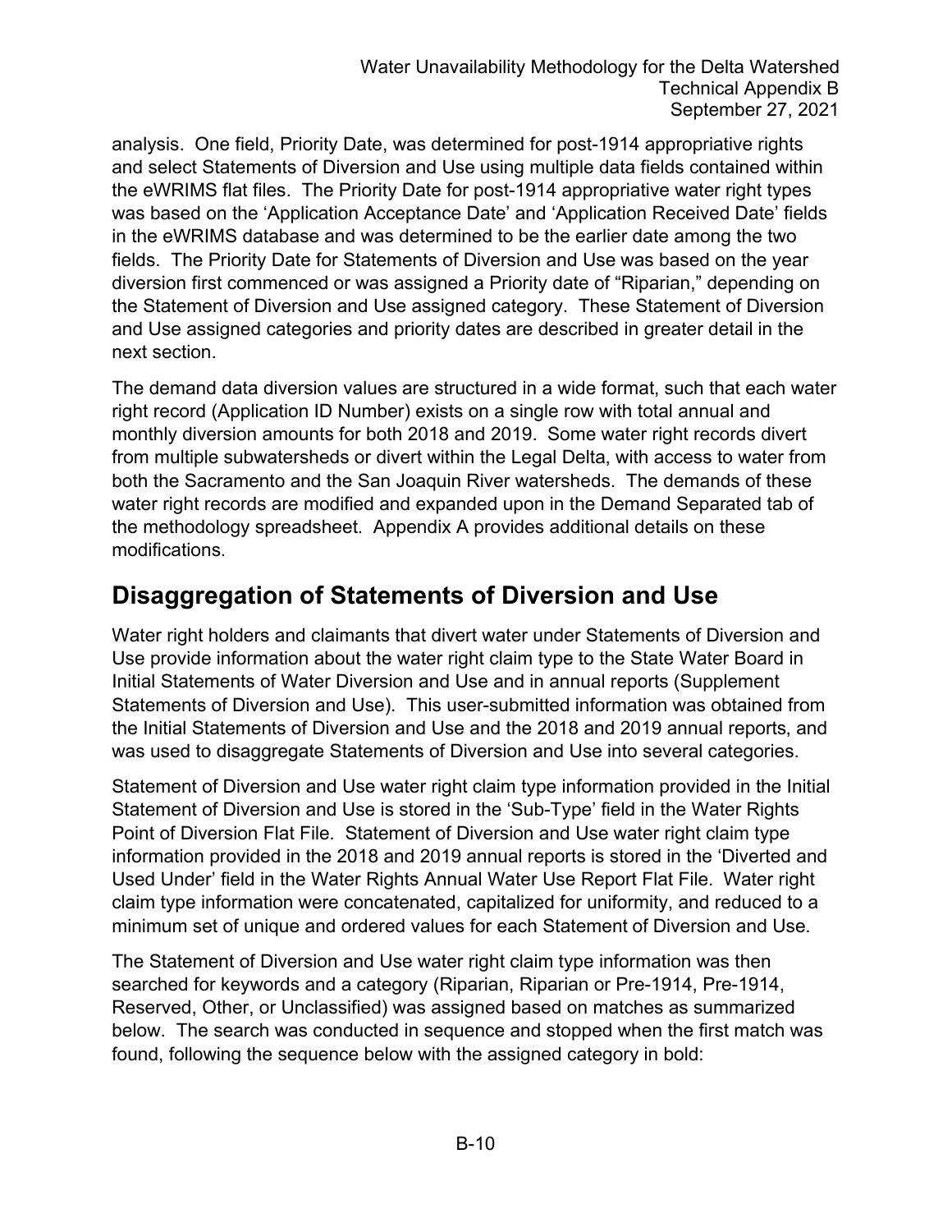analysis. One field, Priority Date, was determined for post-1914 appropriative rights and select Statements of Diversion and Use using multiple data fields contained within the eWRIMS flat files. The Priority Date for post-1914 appropriative water right types was based on the 'Application Acceptance Date' and 'Application Received Date' fields in the eWRIMS database and was determined to be the earlier date among the two fields. The Priority Date for Statements of Diversion and Use was based on the year diversion first commenced or was assigned a Priority date of "Riparian," depending on the Statement of Diversion and Use assigned category. These Statement of Diversion and Use assigned categories and priority dates are described in greater detail in the next section.

The demand data diversion values are structured in a wide format, such that each water right record (Application ID Number) exists on a single row with total annual and monthly diversion amounts for both 2018 and 2019. Some water right records divert from multiple subwatersheds or divert within the Legal Delta, with access to water from both the Sacramento and the San Joaquin River watersheds. The demands of these water right records are modified and expanded upon in the Demand Separated tab of the methodology spreadsheet. Appendix A provides additional details on these modifications.

## Disaggregation of Statements of Diversion and Use

Water right holders and claimants that divert water under Statements of Diversion and Use provide information about the water right claim type to the State Water Board in Initial Statements of Water Diversion and Use and in annual reports (Supplement Statements of Diversion and Use). This user-submitted information was obtained from the Initial Statements of Diversion and Use and the 2018 and 2019 annual reports, and was used to disaggregate Statements of Diversion and Use into several categories.

Statement of Diversion and Use water right claim type information provided in the Initial Statement of Diversion and Use is stored in the 'Sub-Type' field in the Water Rights Point of Diversion Flat File. Statement of Diversion and Use water right claim type information provided in the 2018 and 2019 annual reports is stored in the 'Diverted and Used Under' field in the Water Rights Annual Water Use Report Flat File. Water right claim type information were concatenated, capitalized for uniformity, and reduced to a minimum set of unique and ordered values for each Statement of Diversion and Use.

The Statement of Diversion and Use water right claim type information was then searched for keywords and a category (Riparian, Riparian or Pre-1914, Pre-1914, Reserved, Other, or Unclassified) was assigned based on matches as summarized below. The search was conducted in sequence and stopped when the first match was found, following the sequence below with the assigned category in bold: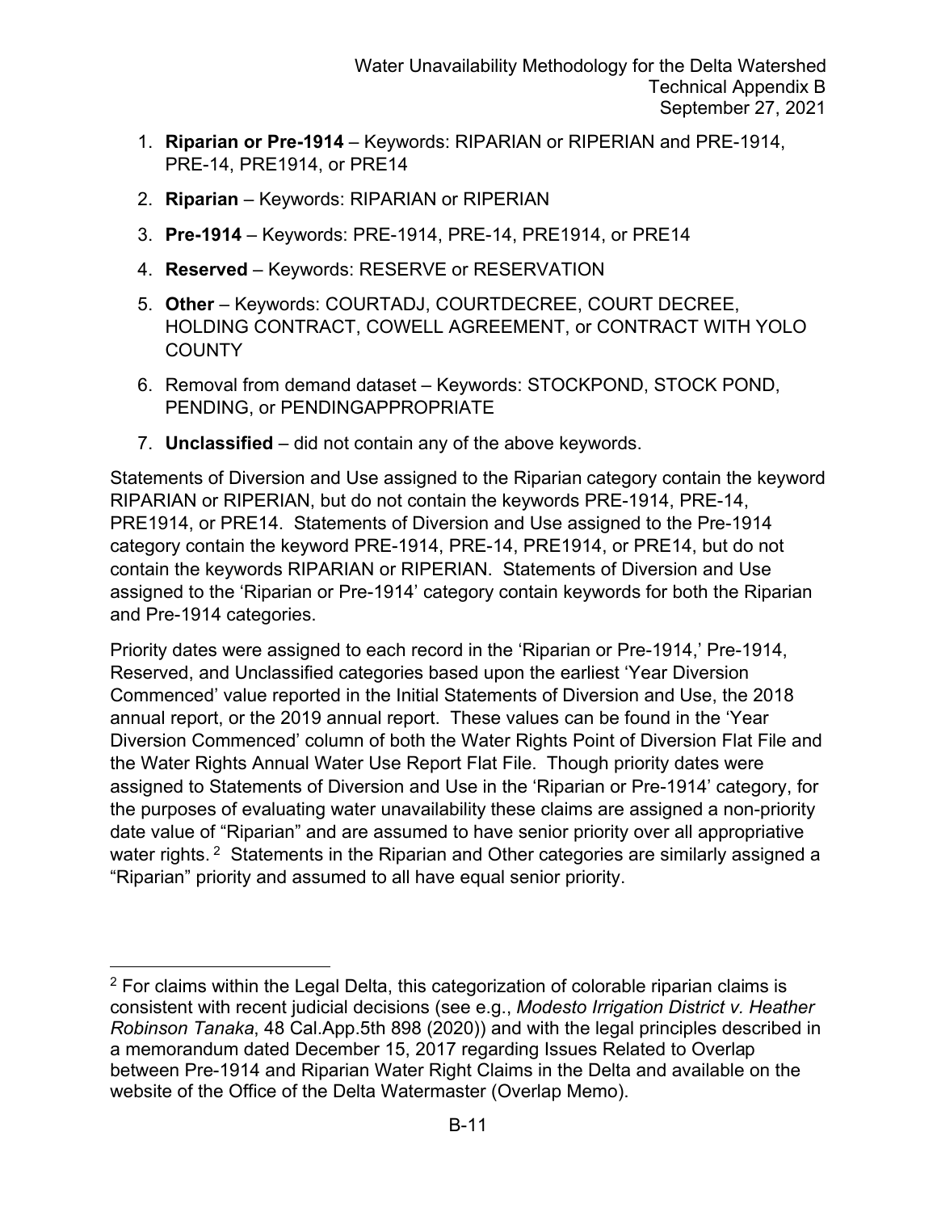1. **Riparian or Pre-1914** – Keywords: RIPARIAN or RIPERIAN and PRE-1914, PRE-14, PRE1914, or PRE14
2. **Riparian** – Keywords: RIPARIAN or RIPERIAN
3. **Pre-1914** – Keywords: PRE-1914, PRE-14, PRE1914, or PRE14
4. **Reserved** – Keywords: RESERVE or RESERVATION
5. **Other** – Keywords: COURTADJ, COURTDECREE, COURT DECREE, HOLDING CONTRACT, COWELL AGREEMENT, or CONTRACT WITH YOLO COUNTY
6. Removal from demand dataset – Keywords: STOCKPOND, STOCK POND, PENDING, or PENDINGAPPROPRIATE
7. **Unclassified** – did not contain any of the above keywords.

Statements of Diversion and Use assigned to the Riparian category contain the keyword RIPARIAN or RIPERIAN, but do not contain the keywords PRE-1914, PRE-14, PRE1914, or PRE14. Statements of Diversion and Use assigned to the Pre-1914 category contain the keyword PRE-1914, PRE-14, PRE1914, or PRE14, but do not contain the keywords RIPARIAN or RIPERIAN. Statements of Diversion and Use assigned to the 'Riparian or Pre-1914' category contain keywords for both the Riparian and Pre-1914 categories.

Priority dates were assigned to each record in the 'Riparian or Pre-1914,' Pre-1914, Reserved, and Unclassified categories based upon the earliest 'Year Diversion Commenced' value reported in the Initial Statements of Diversion and Use, the 2018 annual report, or the 2019 annual report. These values can be found in the 'Year Diversion Commenced' column of both the Water Rights Point of Diversion Flat File and the Water Rights Annual Water Use Report Flat File. Though priority dates were assigned to Statements of Diversion and Use in the 'Riparian or Pre-1914' category, for the purposes of evaluating water unavailability these claims are assigned a non-priority date value of "Riparian" and are assumed to have senior priority over all appropriative water rights.[2] Statements in the Riparian and Other categories are similarly assigned a "Riparian" priority and assumed to all have equal senior priority.

[2] For claims within the Legal Delta, this categorization of colorable riparian claims is consistent with recent judicial decisions (see e.g., *Modesto Irrigation District v. Heather Robinson Tanaka*, 48 Cal.App.5th 898 (2020)) and with the legal principles described in a memorandum dated December 15, 2017 regarding Issues Related to Overlap between Pre-1914 and Riparian Water Right Claims in the Delta and available on the website of the Office of the Delta Watermaster (Overlap Memo).